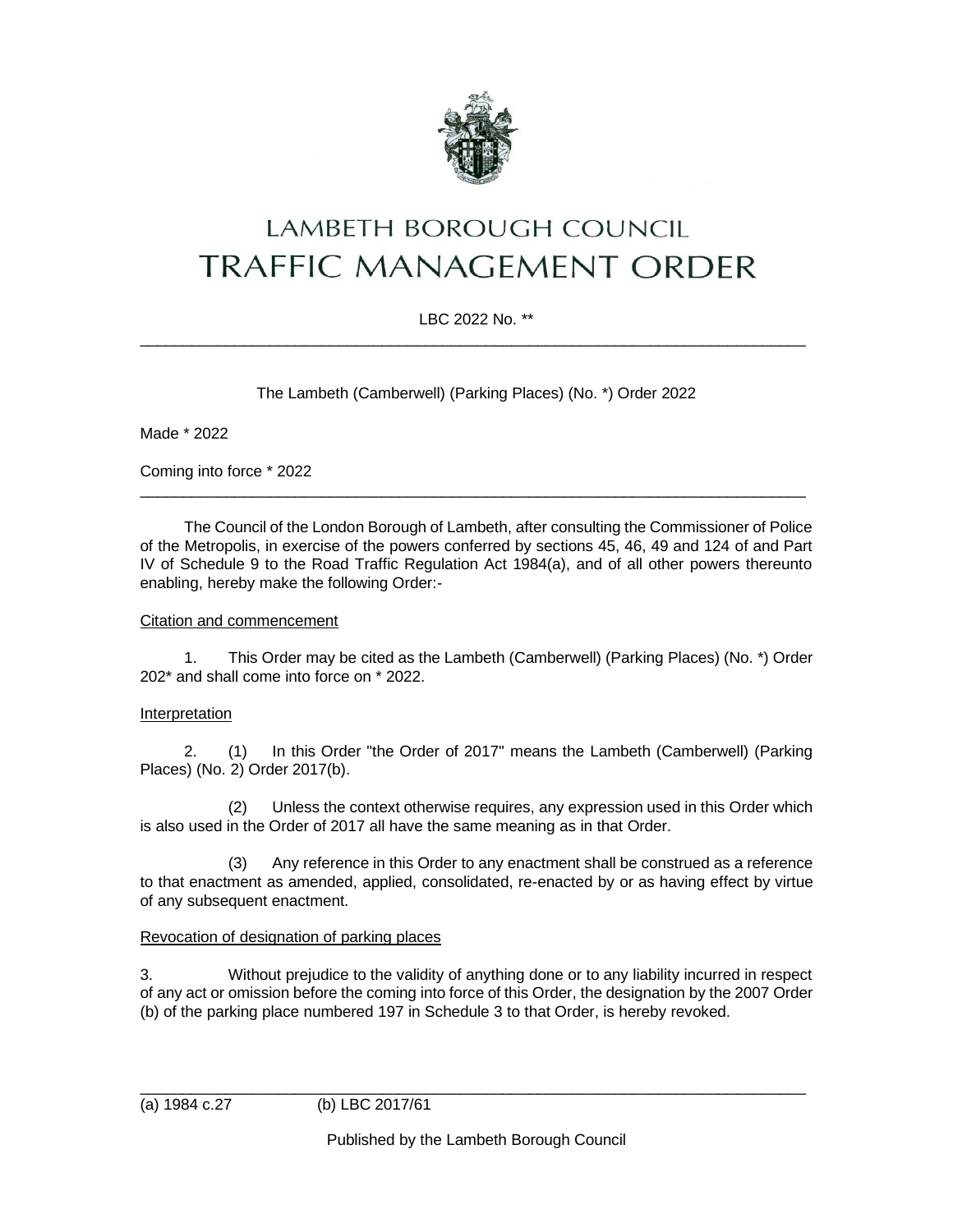# LAMBETH BOROUGH COUNCIL
# TRAFFIC MANAGEMENT ORDER

LBC 2022 No. **

---

The Lambeth (Camberwell) (Parking Places) (No. *) Order 2022

Made * 2022

Coming into force * 2022

---

The Council of the London Borough of Lambeth, after consulting the Commissioner of Police of the Metropolis, in exercise of the powers conferred by sections 45, 46, 49 and 124 of and Part IV of Schedule 9 to the Road Traffic Regulation Act 1984(a), and of all other powers thereunto enabling, hereby make the following Order:-

Citation and commencement

1. This Order may be cited as the Lambeth (Camberwell) (Parking Places) (No. *) Order 202* and shall come into force on * 2022.

Interpretation

2. (1) In this Order "the Order of 2017" means the Lambeth (Camberwell) (Parking Places) (No. 2) Order 2017(b).

(2) Unless the context otherwise requires, any expression used in this Order which is also used in the Order of 2017 all have the same meaning as in that Order.

(3) Any reference in this Order to any enactment shall be construed as a reference to that enactment as amended, applied, consolidated, re-enacted by or as having effect by virtue of any subsequent enactment.

Revocation of designation of parking places

3. Without prejudice to the validity of anything done or to any liability incurred in respect of any act or omission before the coming into force of this Order, the designation by the 2007 Order (b) of the parking place numbered 197 in Schedule 3 to that Order, is hereby revoked.

---

(a) 1984 c.27 (b) LBC 2017/61

Published by the Lambeth Borough Council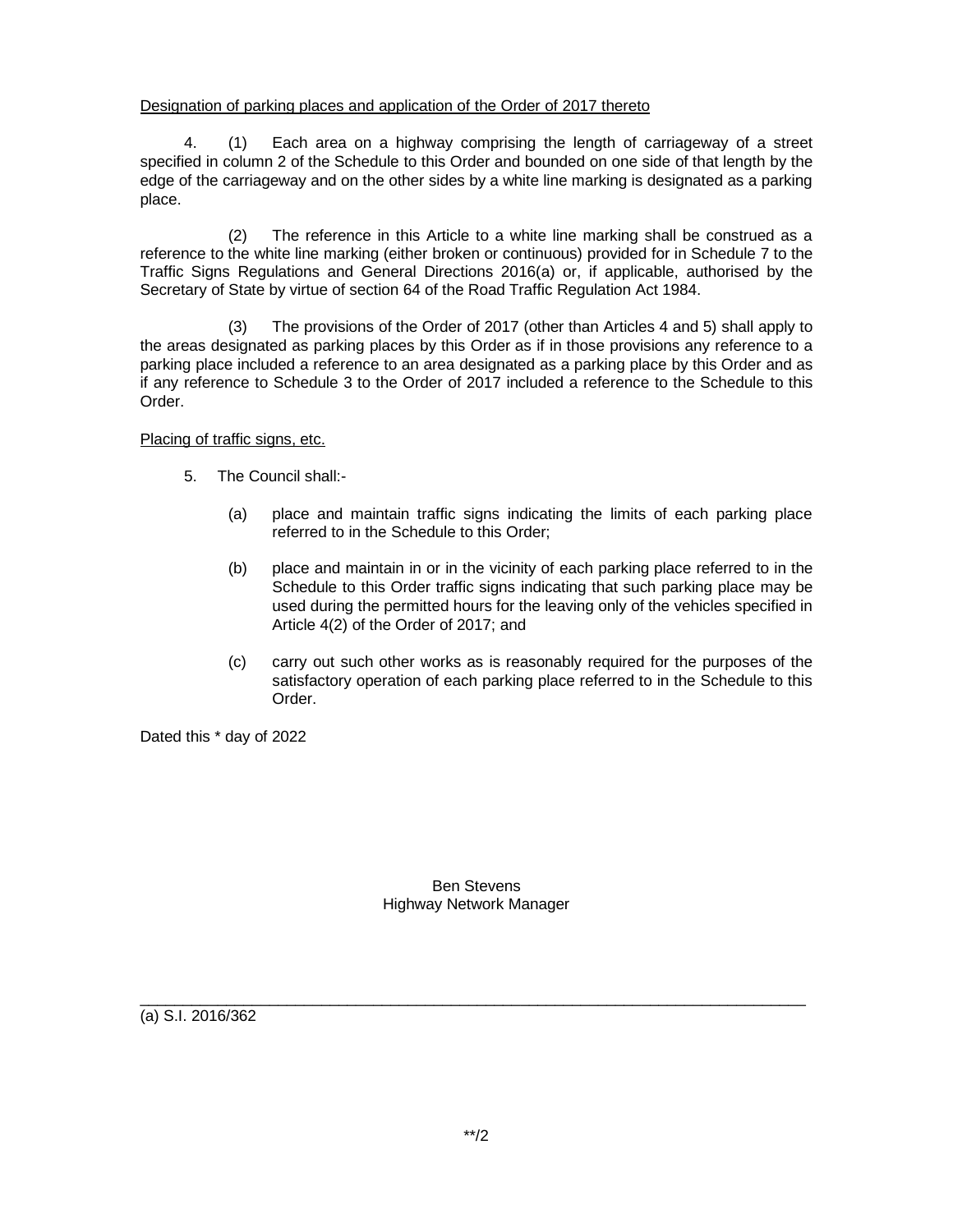Designation of parking places and application of the Order of 2017 thereto

4. (1) Each area on a highway comprising the length of carriageway of a street specified in column 2 of the Schedule to this Order and bounded on one side of that length by the edge of the carriageway and on the other sides by a white line marking is designated as a parking place.

(2) The reference in this Article to a white line marking shall be construed as a reference to the white line marking (either broken or continuous) provided for in Schedule 7 to the Traffic Signs Regulations and General Directions 2016(a) or, if applicable, authorised by the Secretary of State by virtue of section 64 of the Road Traffic Regulation Act 1984.

(3) The provisions of the Order of 2017 (other than Articles 4 and 5) shall apply to the areas designated as parking places by this Order as if in those provisions any reference to a parking place included a reference to an area designated as a parking place by this Order and as if any reference to Schedule 3 to the Order of 2017 included a reference to the Schedule to this Order.

Placing of traffic signs, etc.

5. The Council shall:-

(a) place and maintain traffic signs indicating the limits of each parking place referred to in the Schedule to this Order;

(b) place and maintain in or in the vicinity of each parking place referred to in the Schedule to this Order traffic signs indicating that such parking place may be used during the permitted hours for the leaving only of the vehicles specified in Article 4(2) of the Order of 2017; and

(c) carry out such other works as is reasonably required for the purposes of the satisfactory operation of each parking place referred to in the Schedule to this Order.

Dated this * day of 2022

Ben Stevens
Highway Network Manager

---

(a) S.I. 2016/362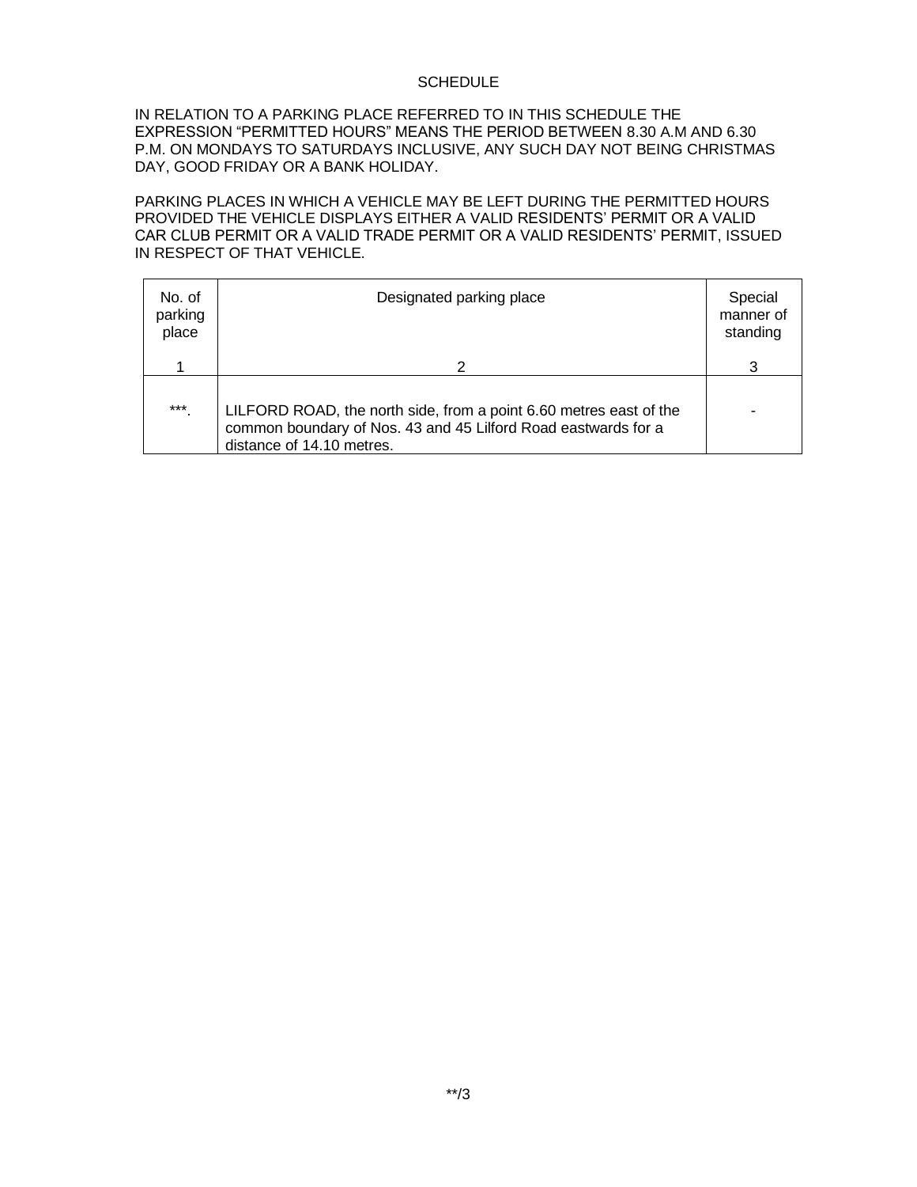# SCHEDULE

IN RELATION TO A PARKING PLACE REFERRED TO IN THIS SCHEDULE THE EXPRESSION "PERMITTED HOURS" MEANS THE PERIOD BETWEEN 8.30 A.M AND 6.30 P.M. ON MONDAYS TO SATURDAYS INCLUSIVE, ANY SUCH DAY NOT BEING CHRISTMAS DAY, GOOD FRIDAY OR A BANK HOLIDAY.

PARKING PLACES IN WHICH A VEHICLE MAY BE LEFT DURING THE PERMITTED HOURS PROVIDED THE VEHICLE DISPLAYS EITHER A VALID RESIDENTS' PERMIT OR A VALID CAR CLUB PERMIT OR A VALID TRADE PERMIT OR A VALID RESIDENTS' PERMIT, ISSUED IN RESPECT OF THAT VEHICLE.

| No. of parking place | Designated parking place | Special manner of standing |
|---|---|---|
| 1 | 2 | 3 |
| ***. | LILFORD ROAD, the north side, from a point 6.60 metres east of the common boundary of Nos. 43 and 45 Lilford Road eastwards for a distance of 14.10 metres. | - |

**/3